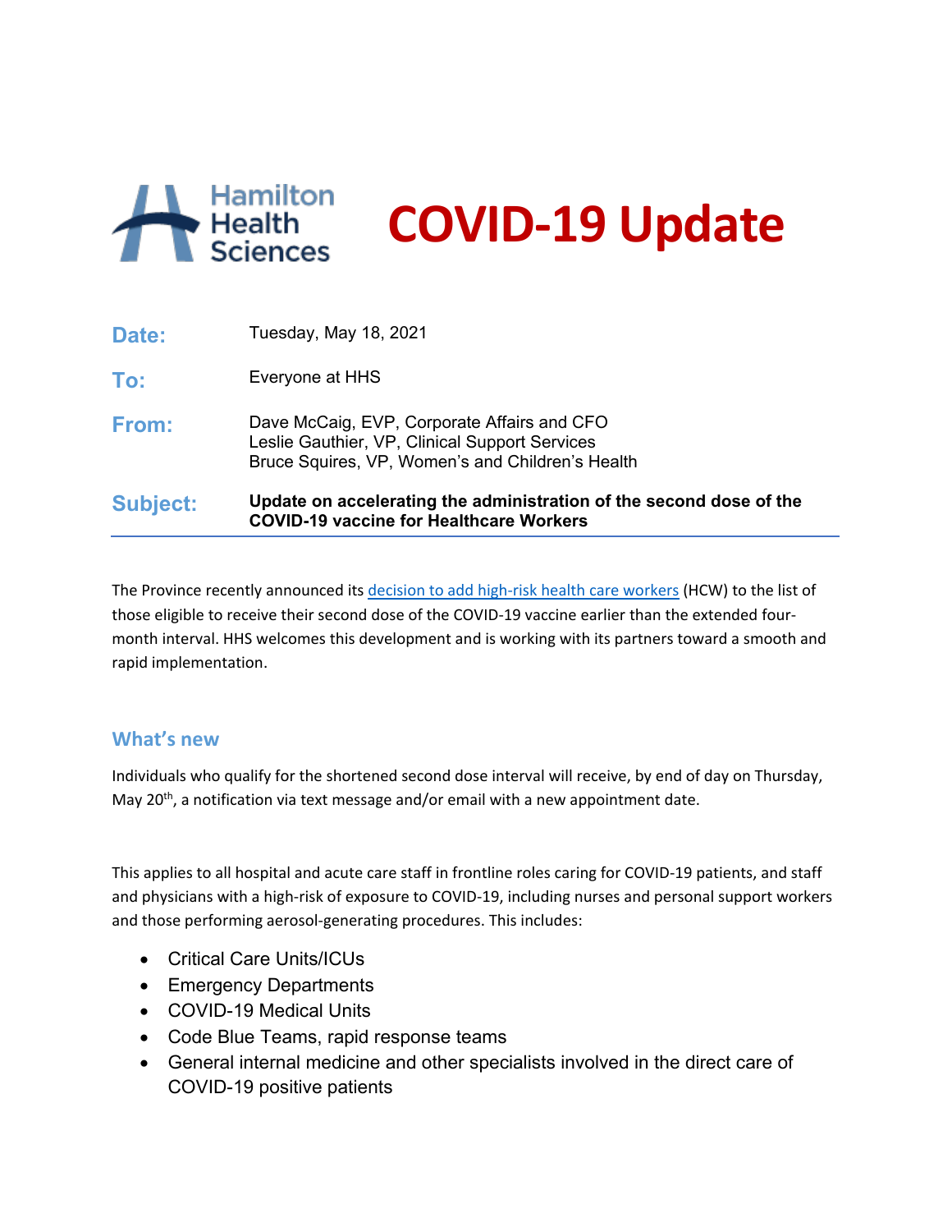Hamilton Health Sciences

# COVID-19 Update

| | |
|---|---|
| **Date:** | Tuesday, May 18, 2021 |
| **To:** | Everyone at HHS |
| **From:** | Dave McCaig, EVP, Corporate Affairs and CFO<br>Leslie Gauthier, VP, Clinical Support Services<br>Bruce Squires, VP, Women's and Children's Health |
| **Subject:** | **Update on accelerating the administration of the second dose of the COVID-19 vaccine for Healthcare Workers** |

The Province recently announced its decision to add high-risk health care workers (HCW) to the list of those eligible to receive their second dose of the COVID-19 vaccine earlier than the extended four-month interval. HHS welcomes this development and is working with its partners toward a smooth and rapid implementation.

## What's new

Individuals who qualify for the shortened second dose interval will receive, by end of day on Thursday, May 20th, a notification via text message and/or email with a new appointment date.

This applies to all hospital and acute care staff in frontline roles caring for COVID-19 patients, and staff and physicians with a high-risk of exposure to COVID-19, including nurses and personal support workers and those performing aerosol-generating procedures. This includes:

- Critical Care Units/ICUs
- Emergency Departments
- COVID-19 Medical Units
- Code Blue Teams, rapid response teams
- General internal medicine and other specialists involved in the direct care of COVID-19 positive patients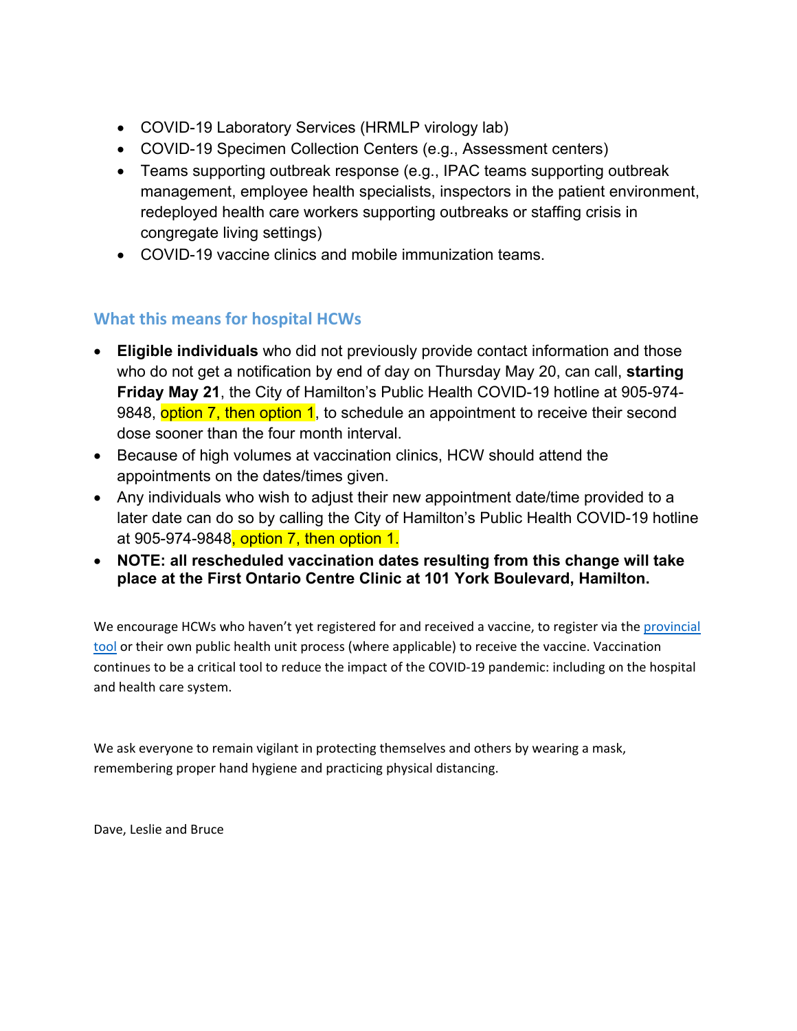- COVID-19 Laboratory Services (HRMLP virology lab)
- COVID-19 Specimen Collection Centers (e.g., Assessment centers)
- Teams supporting outbreak response (e.g., IPAC teams supporting outbreak management, employee health specialists, inspectors in the patient environment, redeployed health care workers supporting outbreaks or staffing crisis in congregate living settings)
- COVID-19 vaccine clinics and mobile immunization teams.

## What this means for hospital HCWs

- **Eligible individuals** who did not previously provide contact information and those who do not get a notification by end of day on Thursday May 20, can call, **starting Friday May 21**, the City of Hamilton's Public Health COVID-19 hotline at 905-974-9848, option 7, then option 1, to schedule an appointment to receive their second dose sooner than the four month interval.
- Because of high volumes at vaccination clinics, HCW should attend the appointments on the dates/times given.
- Any individuals who wish to adjust their new appointment date/time provided to a later date can do so by calling the City of Hamilton's Public Health COVID-19 hotline at 905-974-9848, option 7, then option 1.
- **NOTE: all rescheduled vaccination dates resulting from this change will take place at the First Ontario Centre Clinic at 101 York Boulevard, Hamilton.**

We encourage HCWs who haven't yet registered for and received a vaccine, to register via the provincial tool or their own public health unit process (where applicable) to receive the vaccine. Vaccination continues to be a critical tool to reduce the impact of the COVID-19 pandemic: including on the hospital and health care system.

We ask everyone to remain vigilant in protecting themselves and others by wearing a mask, remembering proper hand hygiene and practicing physical distancing.

Dave, Leslie and Bruce